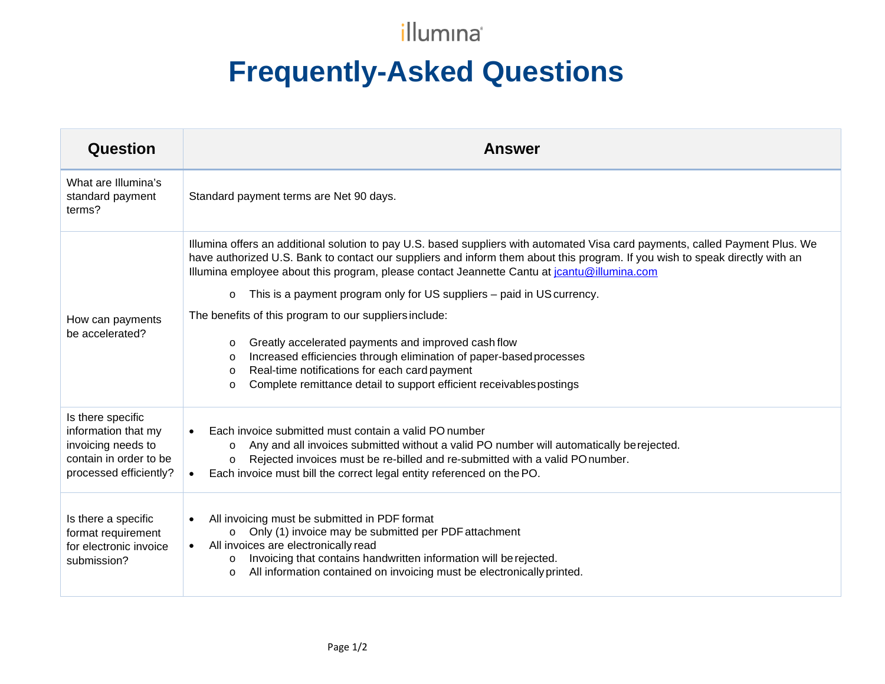illumina

# Frequently-Asked Questions

| Question | Answer |
|---|---|
| What are Illumina's standard payment terms? | Standard payment terms are Net 90 days. |
| How can payments be accelerated? | Illumina offers an additional solution to pay U.S. based suppliers with automated Visa card payments, called Payment Plus. We have authorized U.S. Bank to contact our suppliers and inform them about this program. If you wish to speak directly with an Illumina employee about this program, please contact Jeannette Cantu at jcantu@illumina.com<br>o This is a payment program only for US suppliers – paid in US currency.<br>The benefits of this program to our suppliers include:<br>o Greatly accelerated payments and improved cash flow<br>o Increased efficiencies through elimination of paper-based processes<br>o Real-time notifications for each card payment<br>o Complete remittance detail to support efficient receivables postings |
| Is there specific information that my invoicing needs to contain in order to be processed efficiently? | • Each invoice submitted must contain a valid PO number<br>o Any and all invoices submitted without a valid PO number will automatically be rejected.<br>o Rejected invoices must be re-billed and re-submitted with a valid PO number.<br>• Each invoice must bill the correct legal entity referenced on the PO. |
| Is there a specific format requirement for electronic invoice submission? | • All invoicing must be submitted in PDF format<br>o Only (1) invoice may be submitted per PDF attachment<br>• All invoices are electronically read<br>o Invoicing that contains handwritten information will be rejected.<br>o All information contained on invoicing must be electronically printed. |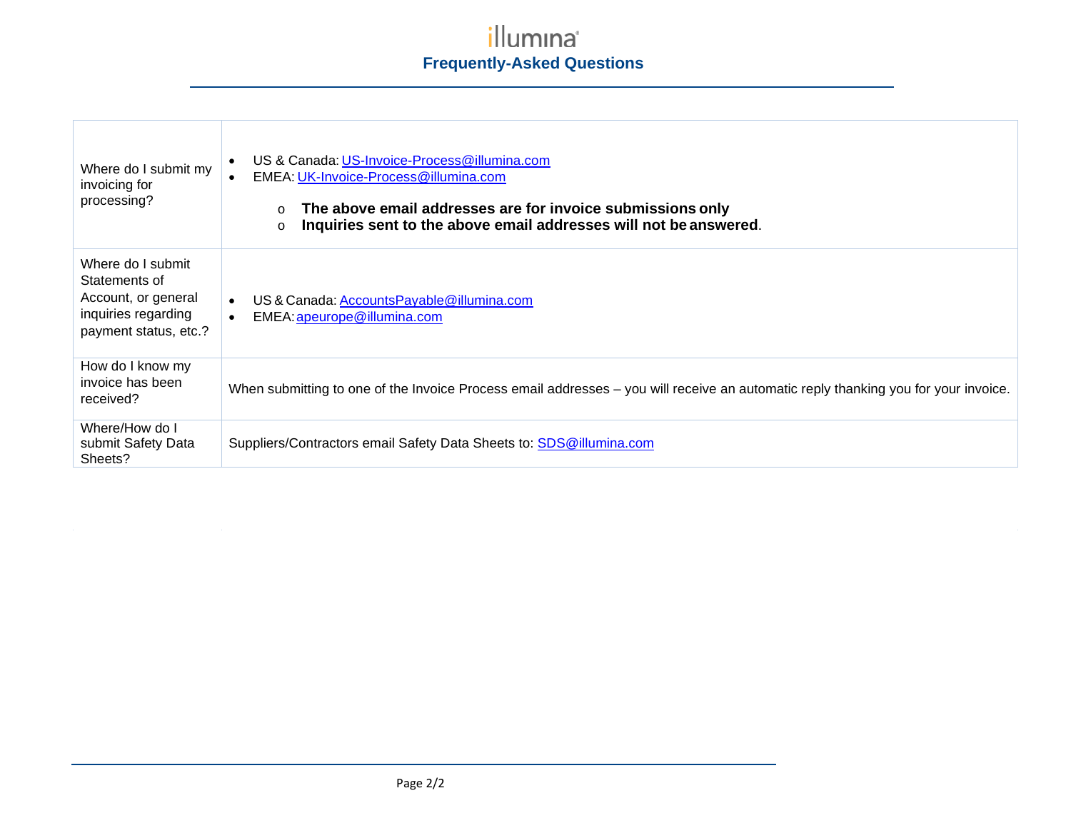# Frequently-Asked Questions

| | |
|---|---|
| Where do I submit my invoicing for processing? | • US & Canada: US-Invoice-Process@illumina.com<br>• EMEA: UK-Invoice-Process@illumina.com<br>o **The above email addresses are for invoice submissions only**<br>o **Inquiries sent to the above email addresses will not be answered**. |
| Where do I submit Statements of Account, or general inquiries regarding payment status, etc.? | • US & Canada: AccountsPayable@illumina.com<br>• EMEA: apeurope@illumina.com |
| How do I know my invoice has been received? | When submitting to one of the Invoice Process email addresses – you will receive an automatic reply thanking you for your invoice. |
| Where/How do I submit Safety Data Sheets? | Suppliers/Contractors email Safety Data Sheets to: SDS@illumina.com |